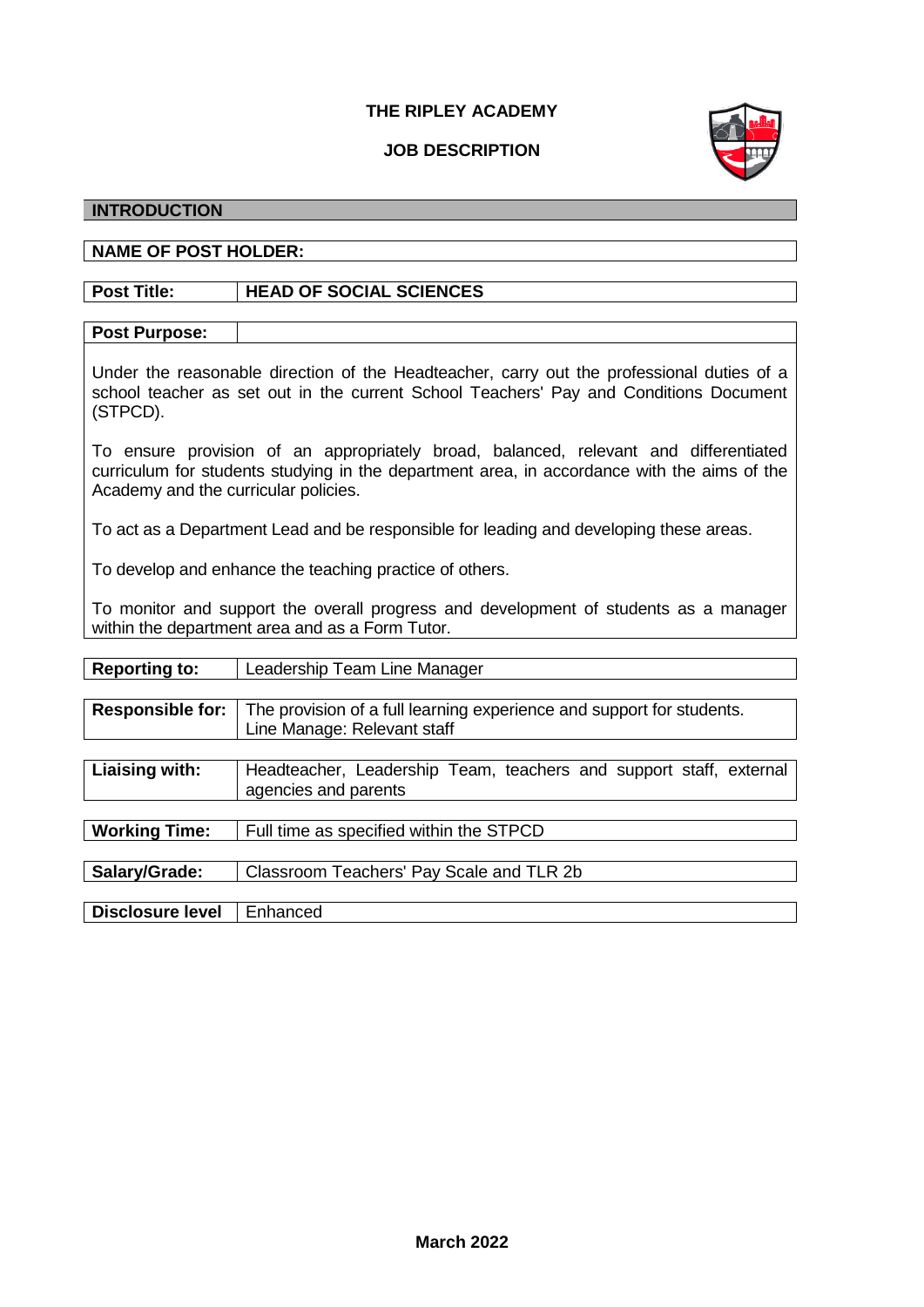# THE RIPLEY ACADEMY

## JOB DESCRIPTION

### INTRODUCTION

**NAME OF POST HOLDER:**

| | |
|---|---|
| **Post Title:** | **HEAD OF SOCIAL SCIENCES** |

**Post Purpose:**

Under the reasonable direction of the Headteacher, carry out the professional duties of a school teacher as set out in the current School Teachers' Pay and Conditions Document (STPCD).

To ensure provision of an appropriately broad, balanced, relevant and differentiated curriculum for students studying in the department area, in accordance with the aims of the Academy and the curricular policies.

To act as a Department Lead and be responsible for leading and developing these areas.

To develop and enhance the teaching practice of others.

To monitor and support the overall progress and development of students as a manager within the department area and as a Form Tutor.

| | |
|---|---|
| **Reporting to:** | Leadership Team Line Manager |
| **Responsible for:** | The provision of a full learning experience and support for students. Line Manage: Relevant staff |
| **Liaising with:** | Headteacher, Leadership Team, teachers and support staff, external agencies and parents |
| **Working Time:** | Full time as specified within the STPCD |
| **Salary/Grade:** | Classroom Teachers' Pay Scale and TLR 2b |
| **Disclosure level** | Enhanced |

**March 2022**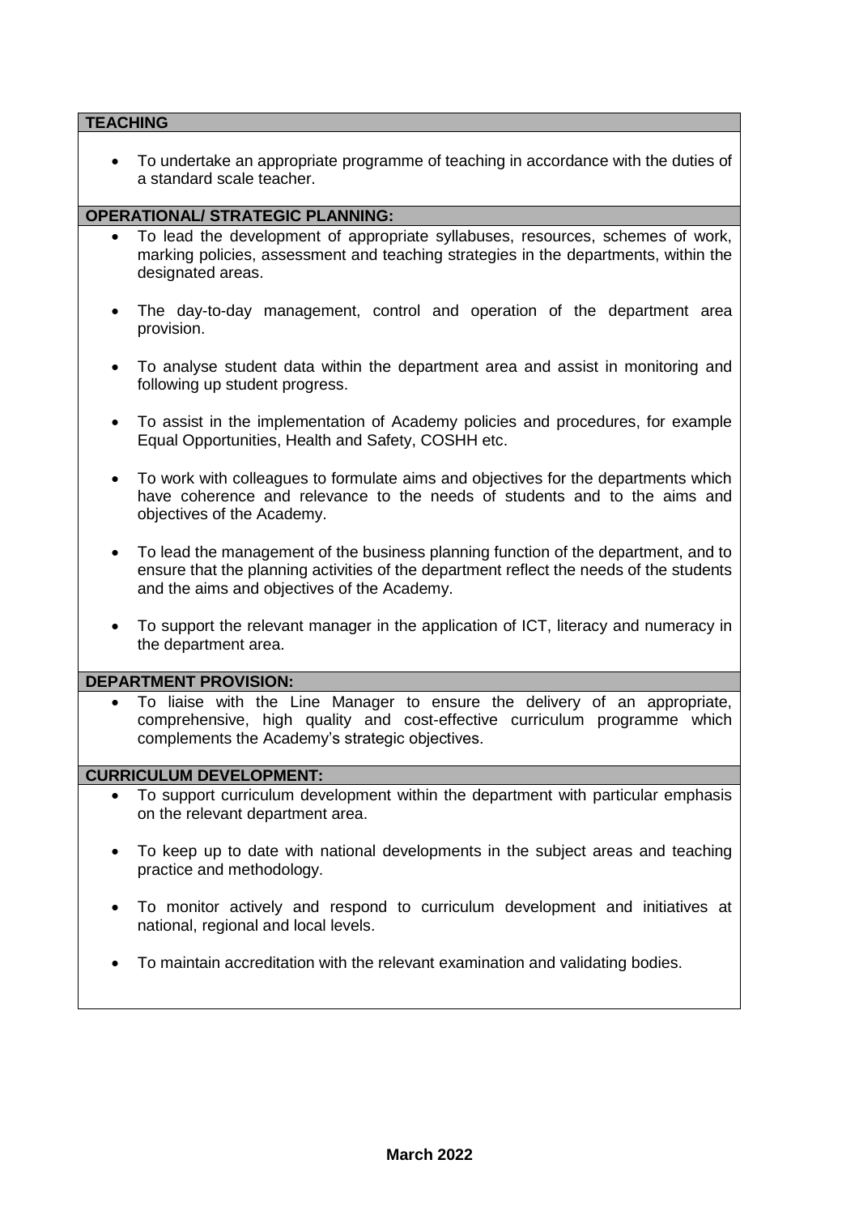## TEACHING

- To undertake an appropriate programme of teaching in accordance with the duties of a standard scale teacher.

## OPERATIONAL/ STRATEGIC PLANNING:

- To lead the development of appropriate syllabuses, resources, schemes of work, marking policies, assessment and teaching strategies in the departments, within the designated areas.
- The day-to-day management, control and operation of the department area provision.
- To analyse student data within the department area and assist in monitoring and following up student progress.
- To assist in the implementation of Academy policies and procedures, for example Equal Opportunities, Health and Safety, COSHH etc.
- To work with colleagues to formulate aims and objectives for the departments which have coherence and relevance to the needs of students and to the aims and objectives of the Academy.
- To lead the management of the business planning function of the department, and to ensure that the planning activities of the department reflect the needs of the students and the aims and objectives of the Academy.
- To support the relevant manager in the application of ICT, literacy and numeracy in the department area.

## DEPARTMENT PROVISION:

- To liaise with the Line Manager to ensure the delivery of an appropriate, comprehensive, high quality and cost-effective curriculum programme which complements the Academy's strategic objectives.

## CURRICULUM DEVELOPMENT:

- To support curriculum development within the department with particular emphasis on the relevant department area.
- To keep up to date with national developments in the subject areas and teaching practice and methodology.
- To monitor actively and respond to curriculum development and initiatives at national, regional and local levels.
- To maintain accreditation with the relevant examination and validating bodies.

**March 2022**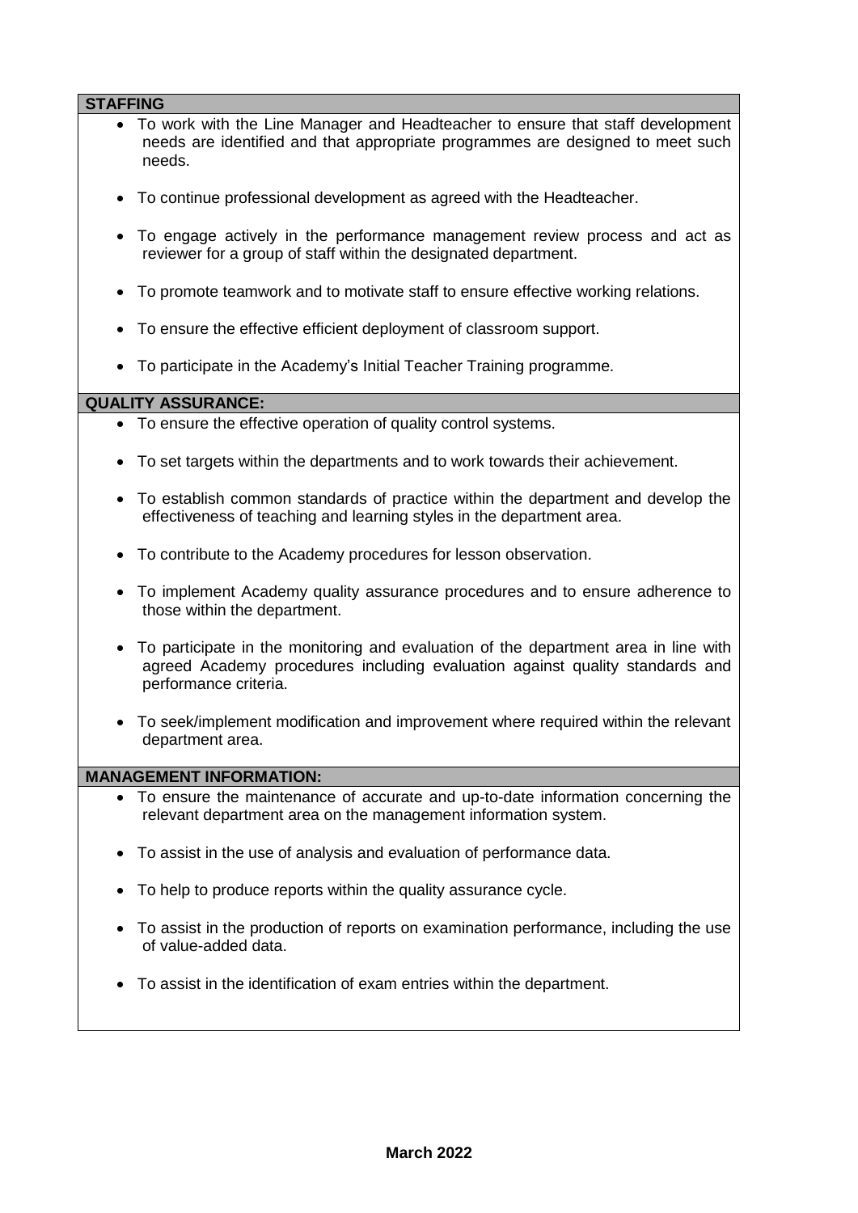## STAFFING

- To work with the Line Manager and Headteacher to ensure that staff development needs are identified and that appropriate programmes are designed to meet such needs.
- To continue professional development as agreed with the Headteacher.
- To engage actively in the performance management review process and act as reviewer for a group of staff within the designated department.
- To promote teamwork and to motivate staff to ensure effective working relations.
- To ensure the effective efficient deployment of classroom support.
- To participate in the Academy's Initial Teacher Training programme.

## QUALITY ASSURANCE:

- To ensure the effective operation of quality control systems.
- To set targets within the departments and to work towards their achievement.
- To establish common standards of practice within the department and develop the effectiveness of teaching and learning styles in the department area.
- To contribute to the Academy procedures for lesson observation.
- To implement Academy quality assurance procedures and to ensure adherence to those within the department.
- To participate in the monitoring and evaluation of the department area in line with agreed Academy procedures including evaluation against quality standards and performance criteria.
- To seek/implement modification and improvement where required within the relevant department area.

## MANAGEMENT INFORMATION:

- To ensure the maintenance of accurate and up-to-date information concerning the relevant department area on the management information system.
- To assist in the use of analysis and evaluation of performance data.
- To help to produce reports within the quality assurance cycle.
- To assist in the production of reports on examination performance, including the use of value-added data.
- To assist in the identification of exam entries within the department.

**March 2022**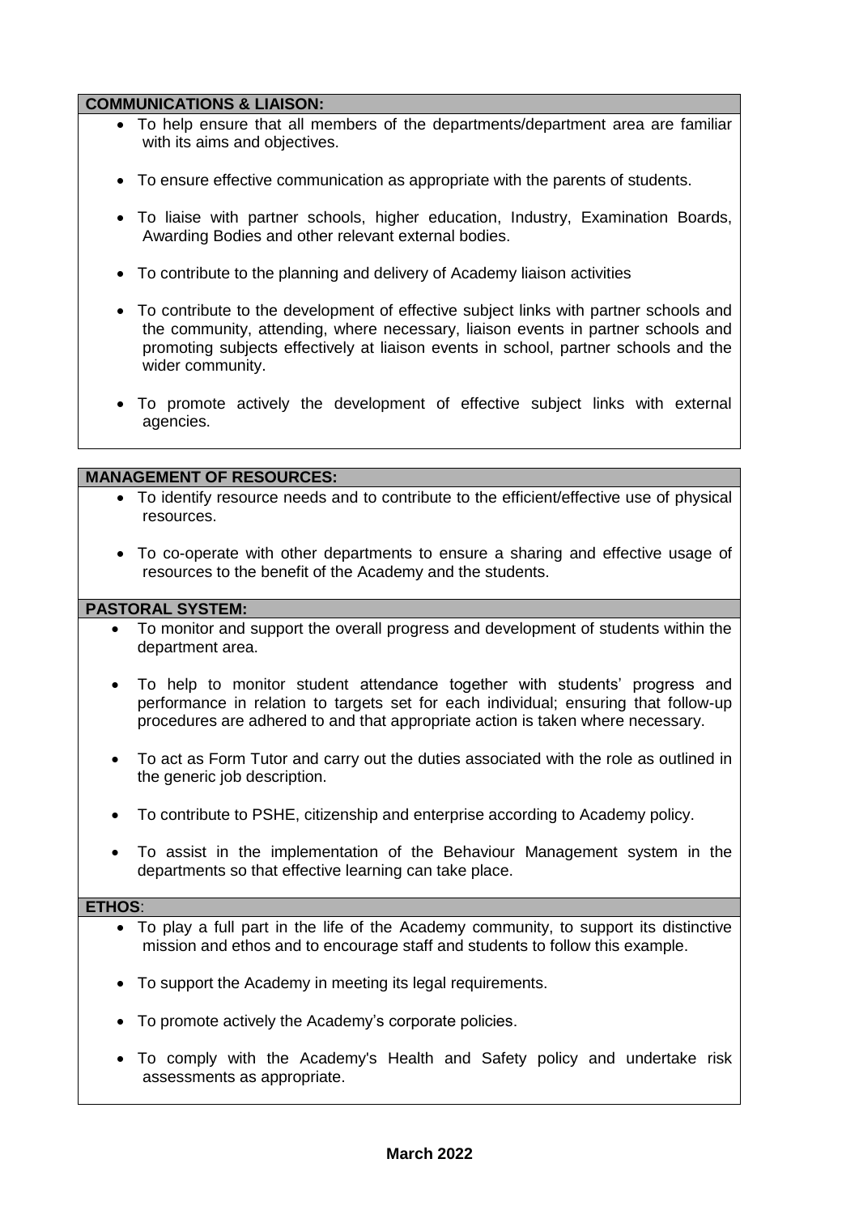## COMMUNICATIONS & LIAISON:

- To help ensure that all members of the departments/department area are familiar with its aims and objectives.
- To ensure effective communication as appropriate with the parents of students.
- To liaise with partner schools, higher education, Industry, Examination Boards, Awarding Bodies and other relevant external bodies.
- To contribute to the planning and delivery of Academy liaison activities
- To contribute to the development of effective subject links with partner schools and the community, attending, where necessary, liaison events in partner schools and promoting subjects effectively at liaison events in school, partner schools and the wider community.
- To promote actively the development of effective subject links with external agencies.

## MANAGEMENT OF RESOURCES:

- To identify resource needs and to contribute to the efficient/effective use of physical resources.
- To co-operate with other departments to ensure a sharing and effective usage of resources to the benefit of the Academy and the students.

## PASTORAL SYSTEM:

- To monitor and support the overall progress and development of students within the department area.
- To help to monitor student attendance together with students' progress and performance in relation to targets set for each individual; ensuring that follow-up procedures are adhered to and that appropriate action is taken where necessary.
- To act as Form Tutor and carry out the duties associated with the role as outlined in the generic job description.
- To contribute to PSHE, citizenship and enterprise according to Academy policy.
- To assist in the implementation of the Behaviour Management system in the departments so that effective learning can take place.

## ETHOS:

- To play a full part in the life of the Academy community, to support its distinctive mission and ethos and to encourage staff and students to follow this example.
- To support the Academy in meeting its legal requirements.
- To promote actively the Academy's corporate policies.
- To comply with the Academy's Health and Safety policy and undertake risk assessments as appropriate.

**March 2022**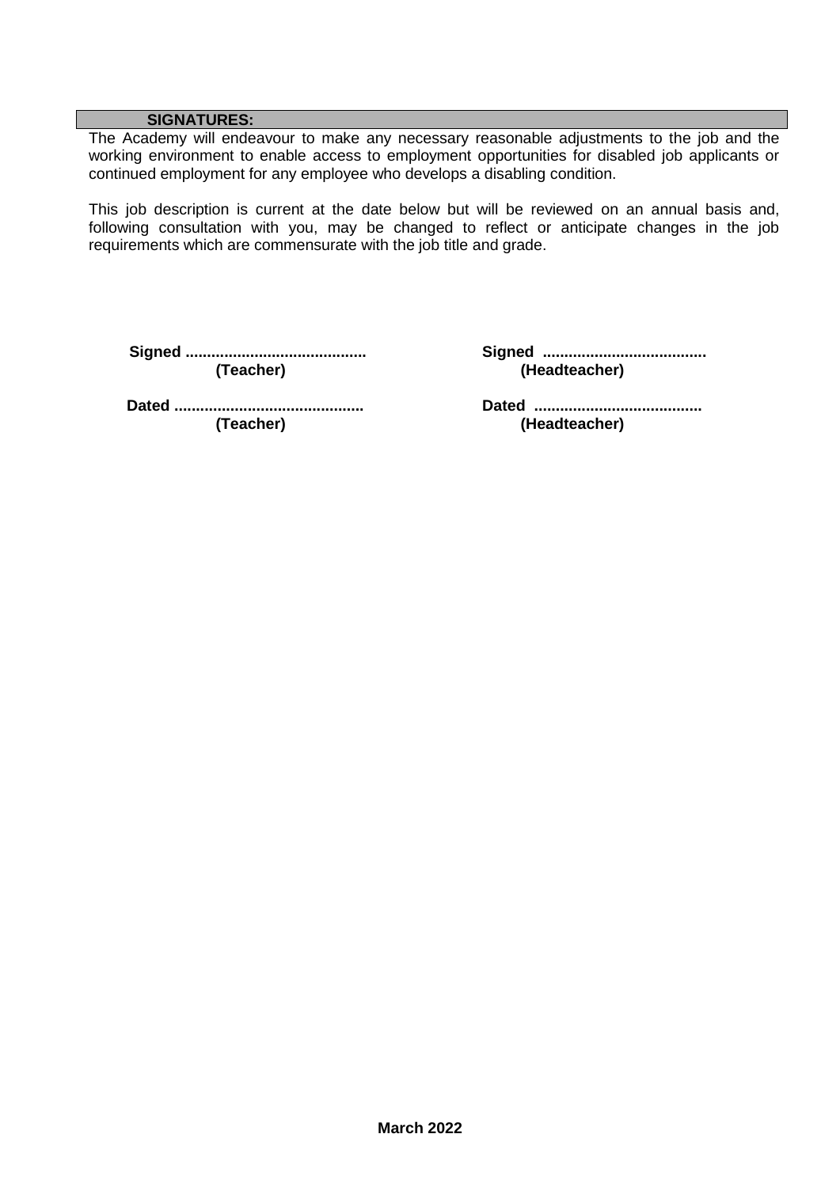## SIGNATURES:

The Academy will endeavour to make any necessary reasonable adjustments to the job and the working environment to enable access to employment opportunities for disabled job applicants or continued employment for any employee who develops a disabling condition.

This job description is current at the date below but will be reviewed on an annual basis and, following consultation with you, may be changed to reflect or anticipate changes in the job requirements which are commensurate with the job title and grade.

| | |
|---|---|
| **Signed ..........................................** | **Signed ......................................** |
| **(Teacher)** | **(Headteacher)** |
| **Dated ............................................** | **Dated .......................................** |
| **(Teacher)** | **(Headteacher)** |

**March 2022**